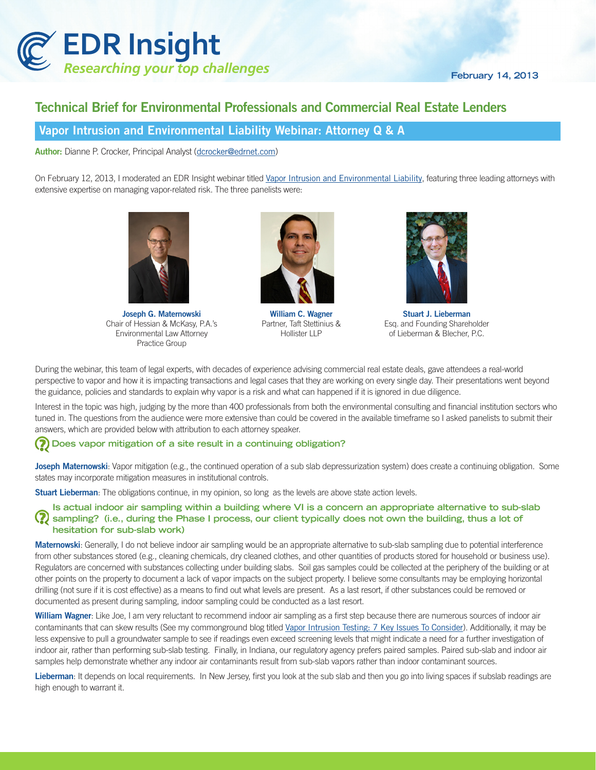# EDR Insight

*Researching your top challenges*

February 14, 2013

## Technical Brief for Environmental Professionals and Commercial Real Estate Lenders

### Vapor Intrusion and Environmental Liability Webinar: Attorney Q & A

**Author:** Dianne P. Crocker, Principal Analyst (dcrocker@edrnet.com)

On February 12, 2013, I moderated an EDR Insight webinar titled Vapor Intrusion and Environmental Liability, featuring three leading attorneys with extensive expertise on managing vapor-related risk. The three panelists were:

**Joseph G. Maternowski**
Chair of Hessian & McKasy, P.A.'s Environmental Law Attorney Practice Group

**William C. Wagner**
Partner, Taft Stettinius & Hollister LLP

**Stuart J. Lieberman**
Esq. and Founding Shareholder of Lieberman & Blecher, P.C.

During the webinar, this team of legal experts, with decades of experience advising commercial real estate deals, gave attendees a real-world perspective to vapor and how it is impacting transactions and legal cases that they are working on every single day. Their presentations went beyond the guidance, policies and standards to explain why vapor is a risk and what can happened if it is ignored in due diligence.

Interest in the topic was high, judging by the more than 400 professionals from both the environmental consulting and financial institution sectors who tuned in. The questions from the audience were more extensive than could be covered in the available timeframe so I asked panelists to submit their answers, which are provided below with attribution to each attorney speaker.

#### Does vapor mitigation of a site result in a continuing obligation?

**Joseph Maternowski**: Vapor mitigation (e.g., the continued operation of a sub slab depressurization system) does create a continuing obligation. Some states may incorporate mitigation measures in institutional controls.

**Stuart Lieberman**: The obligations continue, in my opinion, so long as the levels are above state action levels.

#### Is actual indoor air sampling within a building where VI is a concern an appropriate alternative to sub-slab sampling? (i.e., during the Phase I process, our client typically does not own the building, thus a lot of hesitation for sub-slab work)

**Maternowski**: Generally, I do not believe indoor air sampling would be an appropriate alternative to sub-slab sampling due to potential interference from other substances stored (e.g., cleaning chemicals, dry cleaned clothes, and other quantities of products stored for household or business use). Regulators are concerned with substances collecting under building slabs. Soil gas samples could be collected at the periphery of the building or at other points on the property to document a lack of vapor impacts on the subject property. I believe some consultants may be employing horizontal drilling (not sure if it is cost effective) as a means to find out what levels are present. As a last resort, if other substances could be removed or documented as present during sampling, indoor sampling could be conducted as a last resort.

**William Wagner**: Like Joe, I am very reluctant to recommend indoor air sampling as a first step because there are numerous sources of indoor air contaminants that can skew results (See my commonground blog titled Vapor Intrusion Testing: 7 Key Issues To Consider). Additionally, it may be less expensive to pull a groundwater sample to see if readings even exceed screening levels that might indicate a need for a further investigation of indoor air, rather than performing sub-slab testing. Finally, in Indiana, our regulatory agency prefers paired samples. Paired sub-slab and indoor air samples help demonstrate whether any indoor air contaminants result from sub-slab vapors rather than indoor contaminant sources.

**Lieberman**: It depends on local requirements. In New Jersey, first you look at the sub slab and then you go into living spaces if subslab readings are high enough to warrant it.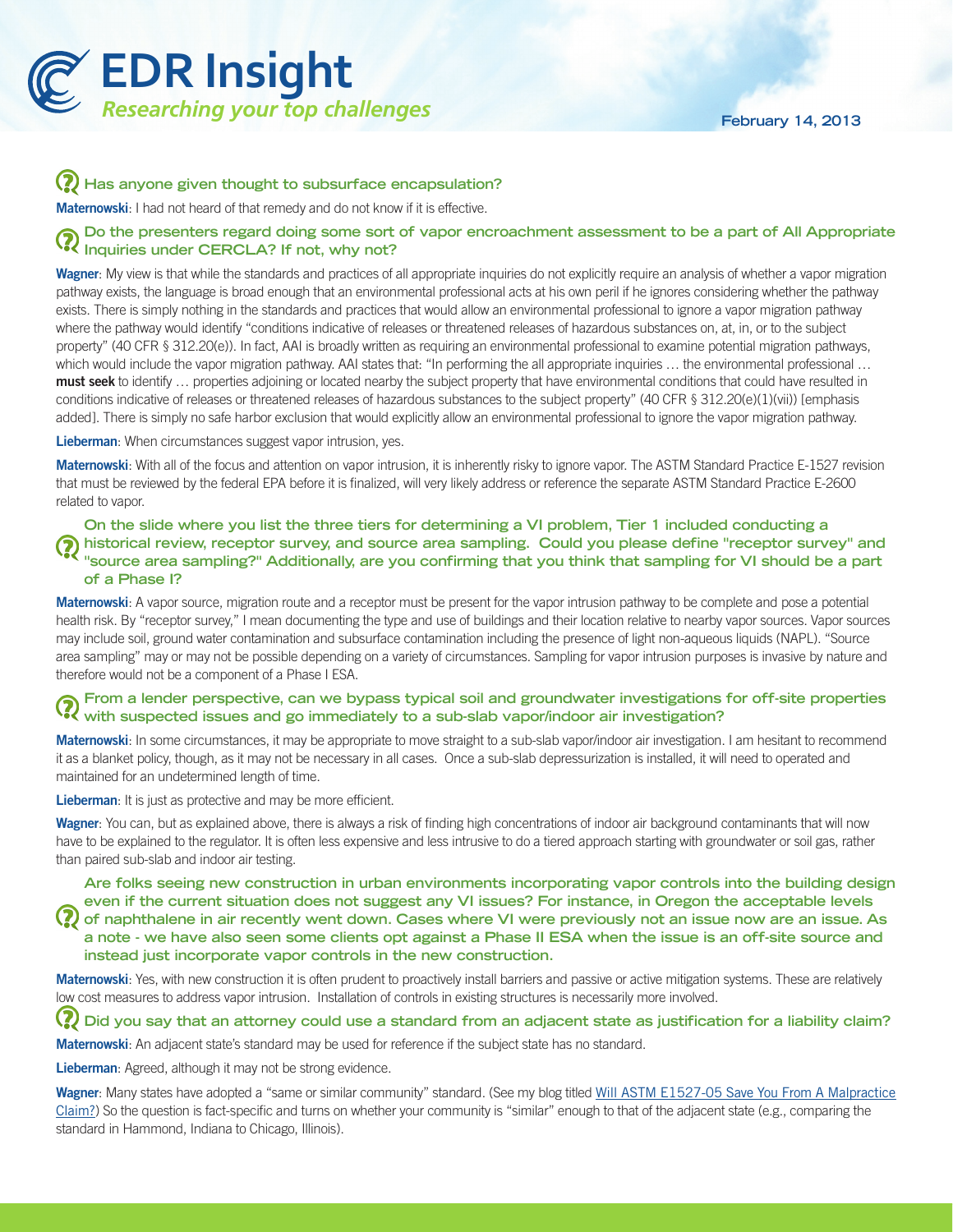### Has anyone given thought to subsurface encapsulation?

**Maternowski**: I had not heard of that remedy and do not know if it is effective.

### Do the presenters regard doing some sort of vapor encroachment assessment to be a part of All Appropriate Inquiries under CERCLA? If not, why not?

**Wagner**: My view is that while the standards and practices of all appropriate inquiries do not explicitly require an analysis of whether a vapor migration pathway exists, the language is broad enough that an environmental professional acts at his own peril if he ignores considering whether the pathway exists. There is simply nothing in the standards and practices that would allow an environmental professional to ignore a vapor migration pathway where the pathway would identify "conditions indicative of releases or threatened releases of hazardous substances on, at, in, or to the subject property" (40 CFR § 312.20(e)). In fact, AAI is broadly written as requiring an environmental professional to examine potential migration pathways, which would include the vapor migration pathway. AAI states that: "In performing the all appropriate inquiries … the environmental professional … **must seek** to identify … properties adjoining or located nearby the subject property that have environmental conditions that could have resulted in conditions indicative of releases or threatened releases of hazardous substances to the subject property" (40 CFR § 312.20(e)(1)(vii)) [emphasis added]. There is simply no safe harbor exclusion that would explicitly allow an environmental professional to ignore the vapor migration pathway.

**Lieberman**: When circumstances suggest vapor intrusion, yes.

**Maternowski**: With all of the focus and attention on vapor intrusion, it is inherently risky to ignore vapor. The ASTM Standard Practice E-1527 revision that must be reviewed by the federal EPA before it is finalized, will very likely address or reference the separate ASTM Standard Practice E-2600 related to vapor.

### On the slide where you list the three tiers for determining a VI problem, Tier 1 included conducting a historical review, receptor survey, and source area sampling. Could you please define "receptor survey" and "source area sampling?" Additionally, are you confirming that you think that sampling for VI should be a part of a Phase I?

**Maternowski**: A vapor source, migration route and a receptor must be present for the vapor intrusion pathway to be complete and pose a potential health risk. By "receptor survey," I mean documenting the type and use of buildings and their location relative to nearby vapor sources. Vapor sources may include soil, ground water contamination and subsurface contamination including the presence of light non-aqueous liquids (NAPL). "Source area sampling" may or may not be possible depending on a variety of circumstances. Sampling for vapor intrusion purposes is invasive by nature and therefore would not be a component of a Phase I ESA.

### From a lender perspective, can we bypass typical soil and groundwater investigations for off-site properties with suspected issues and go immediately to a sub-slab vapor/indoor air investigation?

**Maternowski**: In some circumstances, it may be appropriate to move straight to a sub-slab vapor/indoor air investigation. I am hesitant to recommend it as a blanket policy, though, as it may not be necessary in all cases. Once a sub-slab depressurization is installed, it will need to operated and maintained for an undetermined length of time.

**Lieberman**: It is just as protective and may be more efficient.

**Wagner**: You can, but as explained above, there is always a risk of finding high concentrations of indoor air background contaminants that will now have to be explained to the regulator. It is often less expensive and less intrusive to do a tiered approach starting with groundwater or soil gas, rather than paired sub-slab and indoor air testing.

### Are folks seeing new construction in urban environments incorporating vapor controls into the building design even if the current situation does not suggest any VI issues? For instance, in Oregon the acceptable levels of naphthalene in air recently went down. Cases where VI were previously not an issue now are an issue. As a note - we have also seen some clients opt against a Phase II ESA when the issue is an off-site source and instead just incorporate vapor controls in the new construction.

**Maternowski**: Yes, with new construction it is often prudent to proactively install barriers and passive or active mitigation systems. These are relatively low cost measures to address vapor intrusion. Installation of controls in existing structures is necessarily more involved.

### Did you say that an attorney could use a standard from an adjacent state as justification for a liability claim?

**Maternowski**: An adjacent state's standard may be used for reference if the subject state has no standard.

**Lieberman**: Agreed, although it may not be strong evidence.

**Wagner**: Many states have adopted a "same or similar community" standard. (See my blog titled Will ASTM E1527-05 Save You From A Malpractice Claim?) So the question is fact-specific and turns on whether your community is "similar" enough to that of the adjacent state (e.g., comparing the standard in Hammond, Indiana to Chicago, Illinois).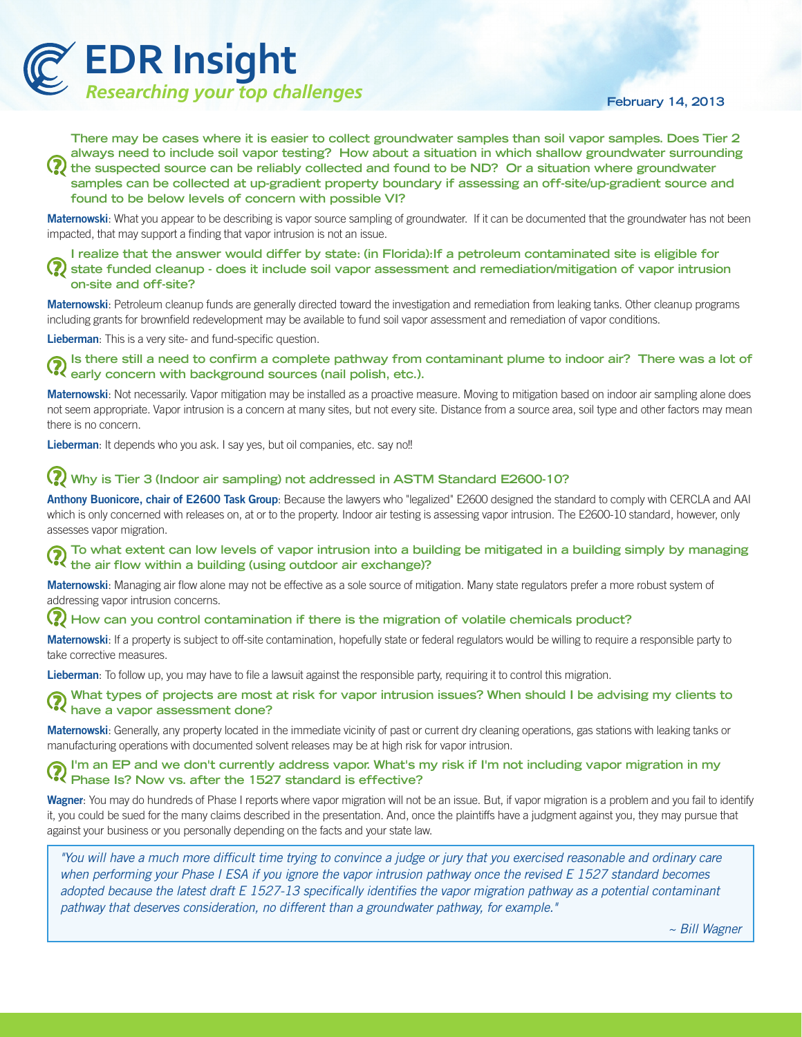**There may be cases where it is easier to collect groundwater samples than soil vapor samples. Does Tier 2 always need to include soil vapor testing? How about a situation in which shallow groundwater surrounding the suspected source can be reliably collected and found to be ND? Or a situation where groundwater samples can be collected at up-gradient property boundary if assessing an off-site/up-gradient source and found to be below levels of concern with possible VI?**

**Maternowski**: What you appear to be describing is vapor source sampling of groundwater. If it can be documented that the groundwater has not been impacted, that may support a finding that vapor intrusion is not an issue.

**I realize that the answer would differ by state: (in Florida):If a petroleum contaminated site is eligible for state funded cleanup - does it include soil vapor assessment and remediation/mitigation of vapor intrusion on-site and off-site?**

**Maternowski**: Petroleum cleanup funds are generally directed toward the investigation and remediation from leaking tanks. Other cleanup programs including grants for brownfield redevelopment may be available to fund soil vapor assessment and remediation of vapor conditions.

**Lieberman**: This is a very site- and fund-specific question.

**Is there still a need to confirm a complete pathway from contaminant plume to indoor air? There was a lot of early concern with background sources (nail polish, etc.).**

**Maternowski**: Not necessarily. Vapor mitigation may be installed as a proactive measure. Moving to mitigation based on indoor air sampling alone does not seem appropriate. Vapor intrusion is a concern at many sites, but not every site. Distance from a source area, soil type and other factors may mean there is no concern.

**Lieberman**: It depends who you ask. I say yes, but oil companies, etc. say no!!

**Why is Tier 3 (Indoor air sampling) not addressed in ASTM Standard E2600-10?**

**Anthony Buonicore, chair of E2600 Task Group**: Because the lawyers who "legalized" E2600 designed the standard to comply with CERCLA and AAI which is only concerned with releases on, at or to the property. Indoor air testing is assessing vapor intrusion. The E2600-10 standard, however, only assesses vapor migration.

**To what extent can low levels of vapor intrusion into a building be mitigated in a building simply by managing the air flow within a building (using outdoor air exchange)?**

**Maternowski**: Managing air flow alone may not be effective as a sole source of mitigation. Many state regulators prefer a more robust system of addressing vapor intrusion concerns.

**How can you control contamination if there is the migration of volatile chemicals product?**

**Maternowski**: If a property is subject to off-site contamination, hopefully state or federal regulators would be willing to require a responsible party to take corrective measures.

**Lieberman**: To follow up, you may have to file a lawsuit against the responsible party, requiring it to control this migration.

**What types of projects are most at risk for vapor intrusion issues? When should I be advising my clients to have a vapor assessment done?**

**Maternowski**: Generally, any property located in the immediate vicinity of past or current dry cleaning operations, gas stations with leaking tanks or manufacturing operations with documented solvent releases may be at high risk for vapor intrusion.

**I'm an EP and we don't currently address vapor. What's my risk if I'm not including vapor migration in my Phase Is? Now vs. after the 1527 standard is effective?**

**Wagner**: You may do hundreds of Phase I reports where vapor migration will not be an issue. But, if vapor migration is a problem and you fail to identify it, you could be sued for the many claims described in the presentation. And, once the plaintiffs have a judgment against you, they may pursue that against your business or you personally depending on the facts and your state law.

> *"You will have a much more difficult time trying to convince a judge or jury that you exercised reasonable and ordinary care when performing your Phase I ESA if you ignore the vapor intrusion pathway once the revised E 1527 standard becomes adopted because the latest draft E 1527-13 specifically identifies the vapor migration pathway as a potential contaminant pathway that deserves consideration, no different than a groundwater pathway, for example."*
>
> *~ Bill Wagner*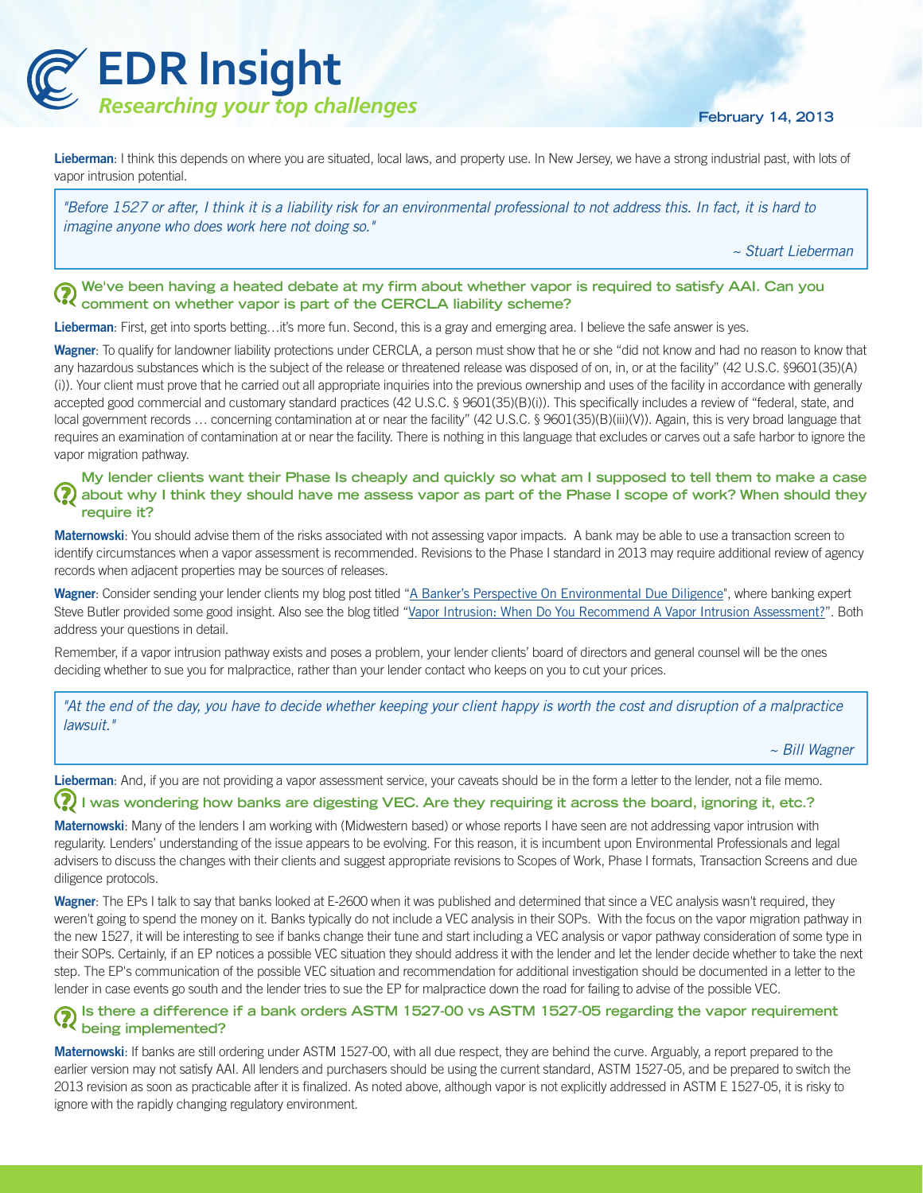**Lieberman**: I think this depends on where you are situated, local laws, and property use. In New Jersey, we have a strong industrial past, with lots of vapor intrusion potential.

> *"Before 1527 or after, I think it is a liability risk for an environmental professional to not address this. In fact, it is hard to imagine anyone who does work here not doing so."*
>
> *~ Stuart Lieberman*

### We've been having a heated debate at my firm about whether vapor is required to satisfy AAI. Can you comment on whether vapor is part of the CERCLA liability scheme?

**Lieberman**: First, get into sports betting…it's more fun. Second, this is a gray and emerging area. I believe the safe answer is yes.

**Wagner**: To qualify for landowner liability protections under CERCLA, a person must show that he or she "did not know and had no reason to know that any hazardous substances which is the subject of the release or threatened release was disposed of on, in, or at the facility" (42 U.S.C. §9601(35)(A)(i)). Your client must prove that he carried out all appropriate inquiries into the previous ownership and uses of the facility in accordance with generally accepted good commercial and customary standard practices (42 U.S.C. § 9601(35)(B)(i)). This specifically includes a review of "federal, state, and local government records … concerning contamination at or near the facility" (42 U.S.C. § 9601(35)(B)(iii)(V)). Again, this is very broad language that requires an examination of contamination at or near the facility. There is nothing in this language that excludes or carves out a safe harbor to ignore the vapor migration pathway.

### My lender clients want their Phase Is cheaply and quickly so what am I supposed to tell them to make a case about why I think they should have me assess vapor as part of the Phase I scope of work? When should they require it?

**Maternowski**: You should advise them of the risks associated with not assessing vapor impacts. A bank may be able to use a transaction screen to identify circumstances when a vapor assessment is recommended. Revisions to the Phase I standard in 2013 may require additional review of agency records when adjacent properties may be sources of releases.

**Wagner**: Consider sending your lender clients my blog post titled "A Banker's Perspective On Environmental Due Diligence", where banking expert Steve Butler provided some good insight. Also see the blog titled "Vapor Intrusion: When Do You Recommend A Vapor Intrusion Assessment?". Both address your questions in detail.

Remember, if a vapor intrusion pathway exists and poses a problem, your lender clients' board of directors and general counsel will be the ones deciding whether to sue you for malpractice, rather than your lender contact who keeps on you to cut your prices.

> *"At the end of the day, you have to decide whether keeping your client happy is worth the cost and disruption of a malpractice lawsuit."*
>
> *~ Bill Wagner*

**Lieberman**: And, if you are not providing a vapor assessment service, your caveats should be in the form a letter to the lender, not a file memo.

### I was wondering how banks are digesting VEC. Are they requiring it across the board, ignoring it, etc.?

**Maternowski**: Many of the lenders I am working with (Midwestern based) or whose reports I have seen are not addressing vapor intrusion with regularity. Lenders' understanding of the issue appears to be evolving. For this reason, it is incumbent upon Environmental Professionals and legal advisers to discuss the changes with their clients and suggest appropriate revisions to Scopes of Work, Phase I formats, Transaction Screens and due diligence protocols.

**Wagner**: The EPs I talk to say that banks looked at E-2600 when it was published and determined that since a VEC analysis wasn't required, they weren't going to spend the money on it. Banks typically do not include a VEC analysis in their SOPs. With the focus on the vapor migration pathway in the new 1527, it will be interesting to see if banks change their tune and start including a VEC analysis or vapor pathway consideration of some type in their SOPs. Certainly, if an EP notices a possible VEC situation they should address it with the lender and let the lender decide whether to take the next step. The EP's communication of the possible VEC situation and recommendation for additional investigation should be documented in a letter to the lender in case events go south and the lender tries to sue the EP for malpractice down the road for failing to advise of the possible VEC.

### Is there a difference if a bank orders ASTM 1527-00 vs ASTM 1527-05 regarding the vapor requirement being implemented?

**Maternowski**: If banks are still ordering under ASTM 1527-00, with all due respect, they are behind the curve. Arguably, a report prepared to the earlier version may not satisfy AAI. All lenders and purchasers should be using the current standard, ASTM 1527-05, and be prepared to switch the 2013 revision as soon as practicable after it is finalized. As noted above, although vapor is not explicitly addressed in ASTM E 1527-05, it is risky to ignore with the rapidly changing regulatory environment.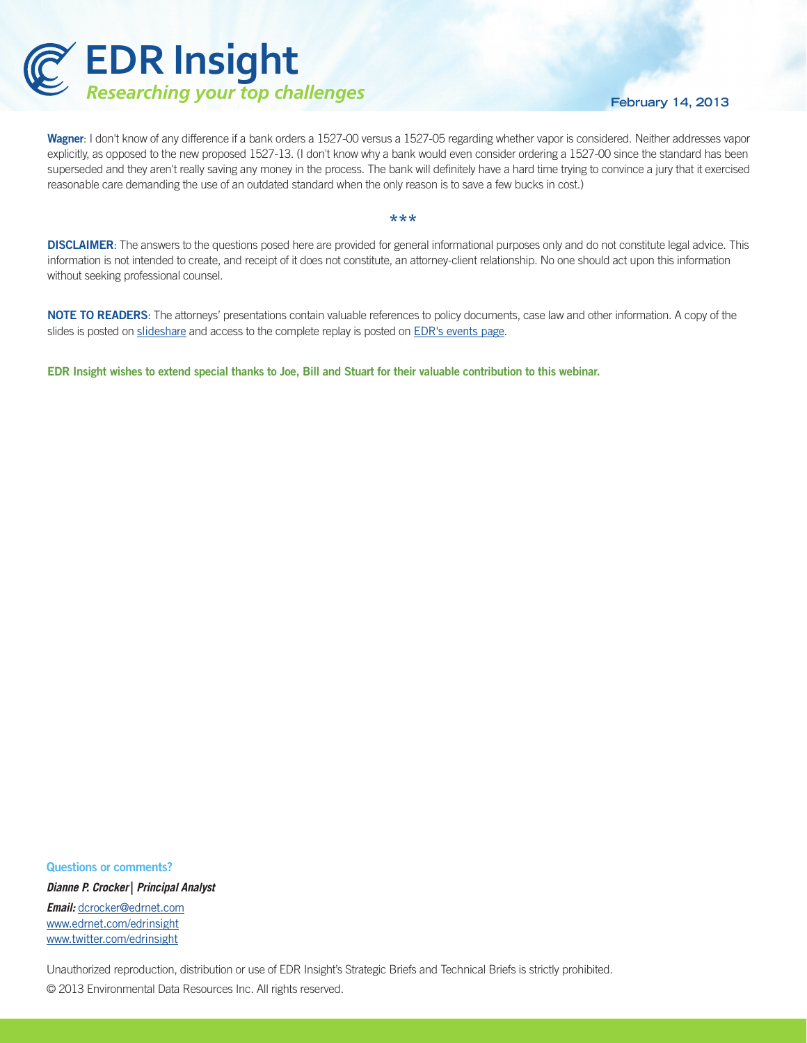**Wagner**: I don't know of any difference if a bank orders a 1527-00 versus a 1527-05 regarding whether vapor is considered. Neither addresses vapor explicitly, as opposed to the new proposed 1527-13. (I don't know why a bank would even consider ordering a 1527-00 since the standard has been superseded and they aren't really saving any money in the process. The bank will definitely have a hard time trying to convince a jury that it exercised reasonable care demanding the use of an outdated standard when the only reason is to save a few bucks in cost.)

***

**DISCLAIMER**: The answers to the questions posed here are provided for general informational purposes only and do not constitute legal advice. This information is not intended to create, and receipt of it does not constitute, an attorney-client relationship. No one should act upon this information without seeking professional counsel.

**NOTE TO READERS**: The attorneys' presentations contain valuable references to policy documents, case law and other information. A copy of the slides is posted on slideshare and access to the complete replay is posted on EDR's events page.

**EDR Insight wishes to extend special thanks to Joe, Bill and Stuart for their valuable contribution to this webinar.**

**Questions or comments?**

***Dianne P. Crocker | Principal Analyst***

***Email:*** dcrocker@edrnet.com
www.edrnet.com/edrinsight
www.twitter.com/edrinsight

Unauthorized reproduction, distribution or use of EDR Insight's Strategic Briefs and Technical Briefs is strictly prohibited.

© 2013 Environmental Data Resources Inc. All rights reserved.